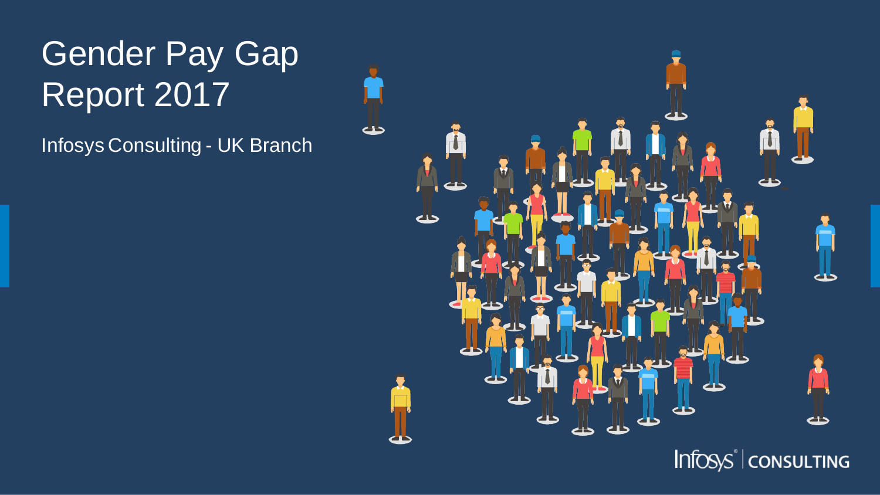# Gender Pay Gap Report 2017

Infosys Consulting - UK Branch

Infosys® | CONSULTING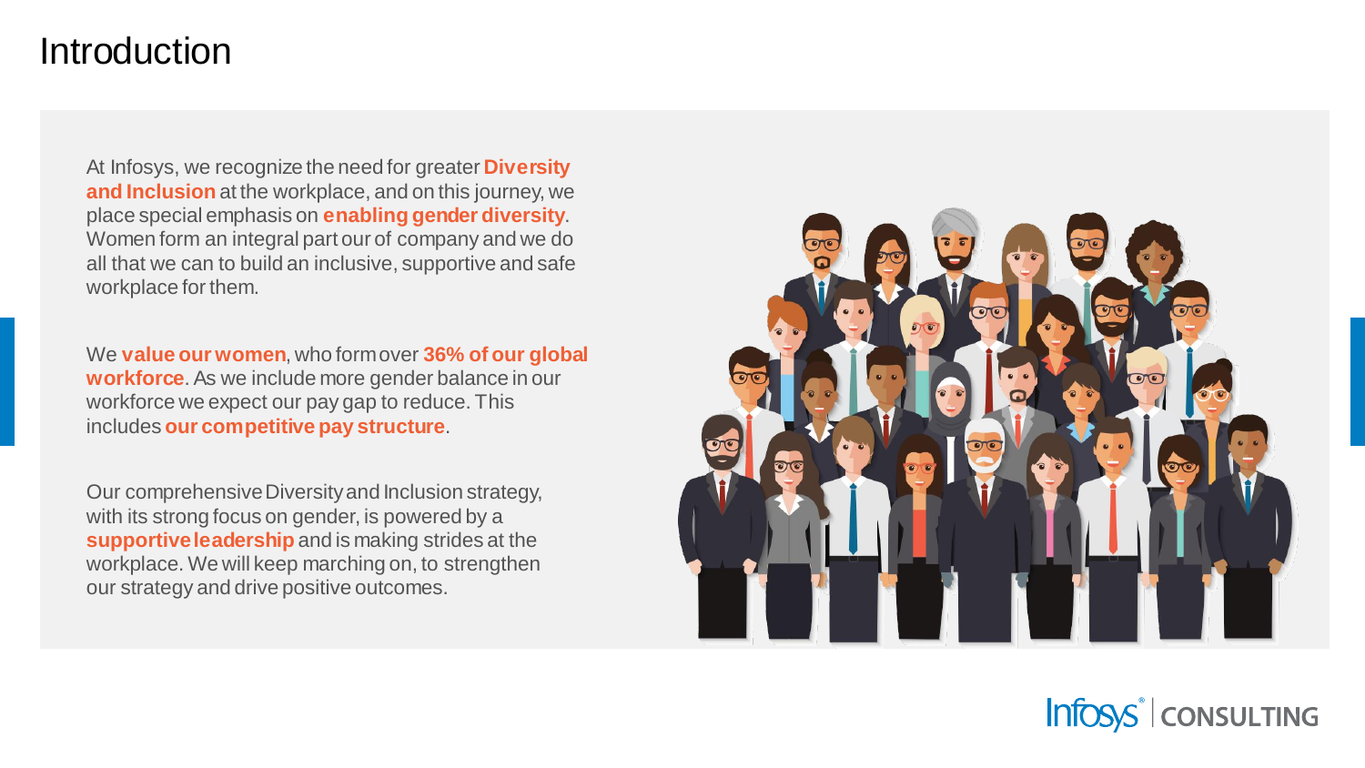# Introduction

At Infosys, we recognize the need for greater **Diversity and Inclusion** at the workplace, and on this journey, we place special emphasis on **enabling gender diversity**. Women form an integral part our of company and we do all that we can to build an inclusive, supportive and safe workplace for them.

We **value our women**, who form over **36% of our global workforce**. As we include more gender balance in our workforce we expect our pay gap to reduce. This includes **our competitive pay structure**.

Our comprehensive Diversity and Inclusion strategy, with its strong focus on gender, is powered by a **supportive leadership** and is making strides at the workplace. We will keep marching on, to strengthen our strategy and drive positive outcomes.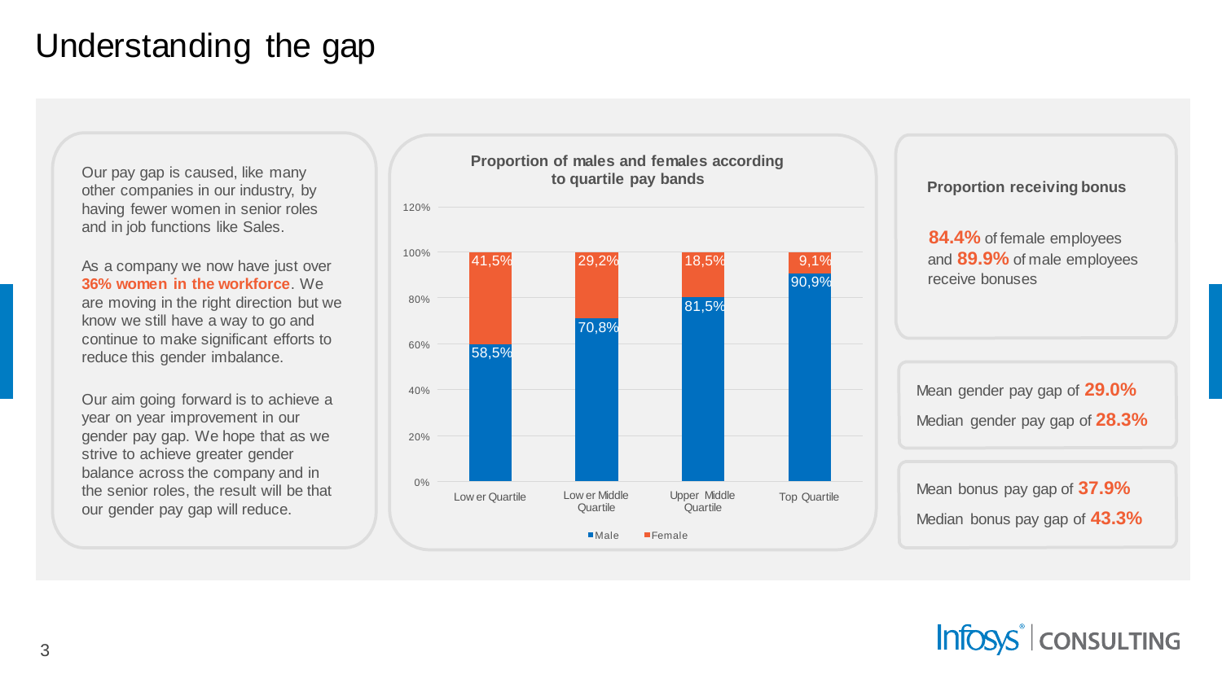# Understanding the gap

Our pay gap is caused, like many other companies in our industry, by having fewer women in senior roles and in job functions like Sales.

As a company we now have just over **36% women in the workforce**. We are moving in the right direction but we know we still have a way to go and continue to make significant efforts to reduce this gender imbalance.

Our aim going forward is to achieve a year on year improvement in our gender pay gap. We hope that as we strive to achieve greater gender balance across the company and in the senior roles, the result will be that our gender pay gap will reduce.

**Proportion of males and females according to quartile pay bands**

120%
100%
80%
60%
40%
20%
0%

Lower Quartile: 58,5% / 41,5%
Lower Middle Quartile: 70,8% / 29,2%
Upper Middle Quartile: 81,5% / 18,5%
Top Quartile: 90,9% / 9,1%

Male | Female

**Proportion receiving bonus**

**84.4%** of female employees and **89.9%** of male employees receive bonuses

Mean gender pay gap of **29.0%**

Median gender pay gap of **28.3%**

Mean bonus pay gap of **37.9%**

Median bonus pay gap of **43.3%**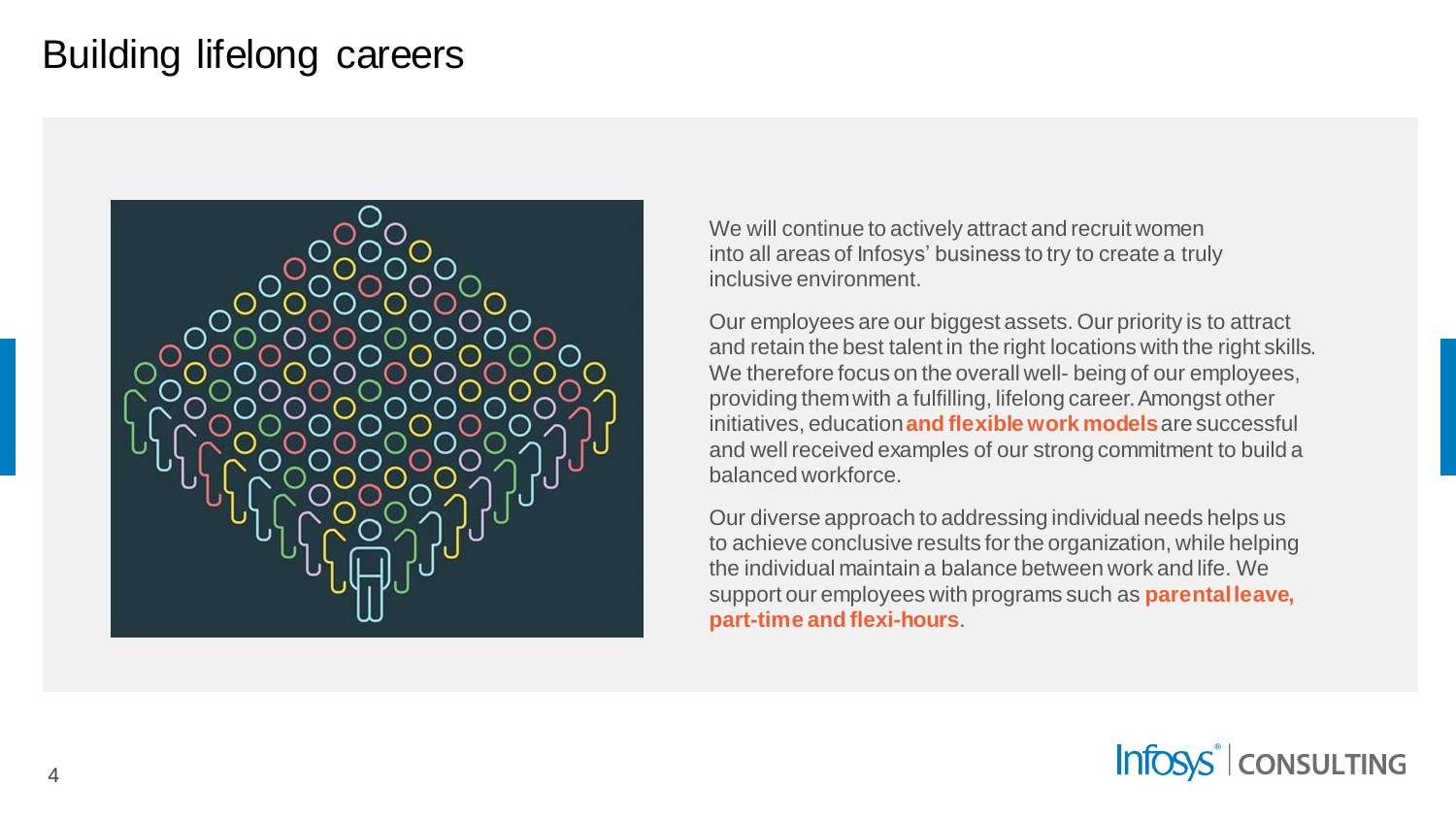# Building lifelong careers

We will continue to actively attract and recruit women into all areas of Infosys' business to try to create a truly inclusive environment.

Our employees are our biggest assets. Our priority is to attract and retain the best talent in the right locations with the right skills. We therefore focus on the overall well- being of our employees, providing them with a fulfilling, lifelong career. Amongst other initiatives, education **and flexible work models** are successful and well received examples of our strong commitment to build a balanced workforce.

Our diverse approach to addressing individual needs helps us to achieve conclusive results for the organization, while helping the individual maintain a balance between work and life. We support our employees with programs such as **parental leave, part-time and flexi-hours**.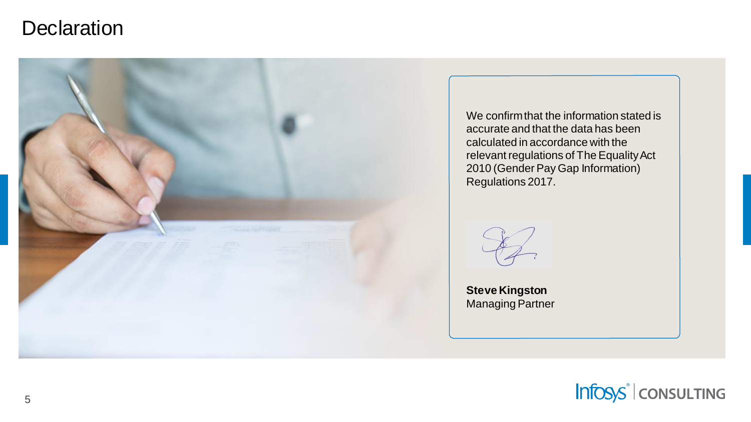# Declaration

We confirm that the information stated is accurate and that the data has been calculated in accordance with the relevant regulations of The Equality Act 2010 (Gender Pay Gap Information) Regulations 2017.

**Steve Kingston**
Managing Partner